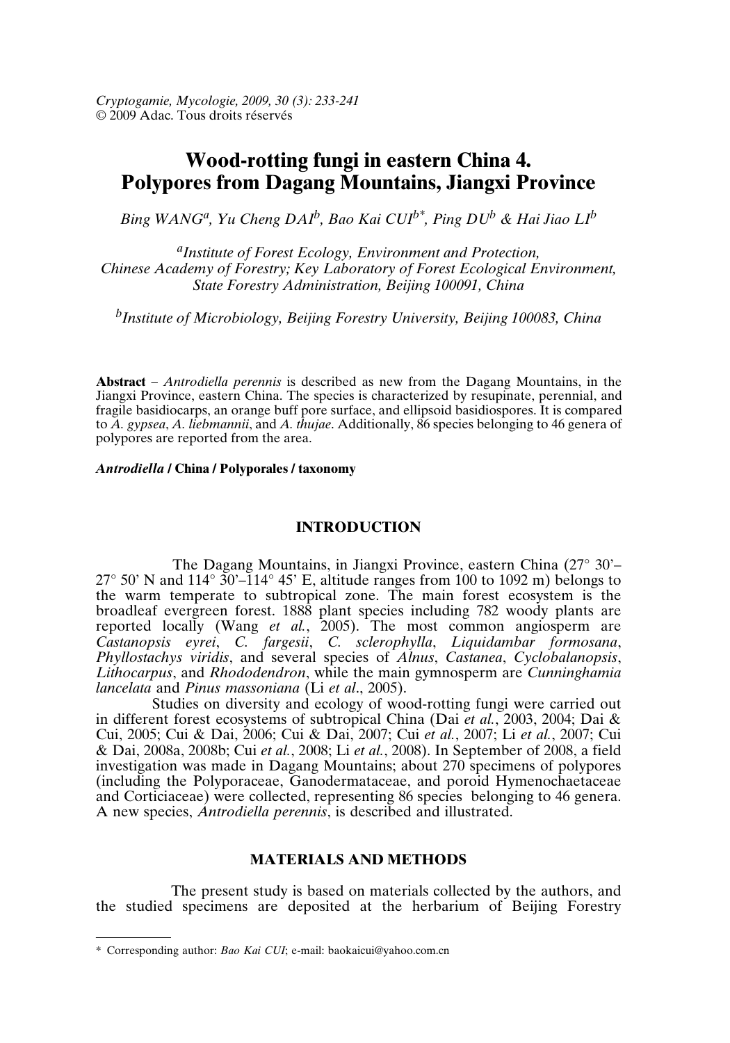*Cryptogamie, Mycologie, 2009, 30 (3): 233-241*
© 2009 Adac. Tous droits réservés

# Wood-rotting fungi in eastern China 4. Polypores from Dagang Mountains, Jiangxi Province

*Bing WANG*[a], *Yu Cheng DAI*[b], *Bao Kai CUI*[b*], *Ping DU*[b] & *Hai Jiao LI*[b]

[a]*Institute of Forest Ecology, Environment and Protection, Chinese Academy of Forestry; Key Laboratory of Forest Ecological Environment, State Forestry Administration, Beijing 100091, China*

[b]*Institute of Microbiology, Beijing Forestry University, Beijing 100083, China*

**Abstract** – *Antrodiella perennis* is described as new from the Dagang Mountains, in the Jiangxi Province, eastern China. The species is characterized by resupinate, perennial, and fragile basidiocarps, an orange buff pore surface, and ellipsoid basidiospores. It is compared to *A. gypsea*, *A. liebmannii*, and *A. thujae*. Additionally, 86 species belonging to 46 genera of polypores are reported from the area.

***Antrodiella* / China / Polyporales / taxonomy**

## INTRODUCTION

The Dagang Mountains, in Jiangxi Province, eastern China (27° 30'–27° 50' N and 114° 30'–114° 45' E, altitude ranges from 100 to 1092 m) belongs to the warm temperate to subtropical zone. The main forest ecosystem is the broadleaf evergreen forest. 1888 plant species including 782 woody plants are reported locally (Wang *et al.*, 2005). The most common angiosperm are *Castanopsis eyrei*, *C. fargesii*, *C. sclerophylla*, *Liquidambar formosana*, *Phyllostachys viridis*, and several species of *Alnus*, *Castanea*, *Cyclobalanopsis*, *Lithocarpus*, and *Rhododendron*, while the main gymnosperm are *Cunninghamia lancelata* and *Pinus massoniana* (Li *et al*., 2005).

Studies on diversity and ecology of wood-rotting fungi were carried out in different forest ecosystems of subtropical China (Dai *et al.*, 2003, 2004; Dai & Cui, 2005; Cui & Dai, 2006; Cui & Dai, 2007; Cui *et al.*, 2007; Li *et al.*, 2007; Cui & Dai, 2008a, 2008b; Cui *et al.*, 2008; Li *et al.*, 2008). In September of 2008, a field investigation was made in Dagang Mountains; about 270 specimens of polypores (including the Polyporaceae, Ganodermataceae, and poroid Hymenochaetaceae and Corticiaceae) were collected, representing 86 species belonging to 46 genera. A new species, *Antrodiella perennis*, is described and illustrated.

## MATERIALS AND METHODS

The present study is based on materials collected by the authors, and the studied specimens are deposited at the herbarium of Beijing Forestry

* Corresponding author: *Bao Kai CUI*; e-mail: baokaicui@yahoo.com.cn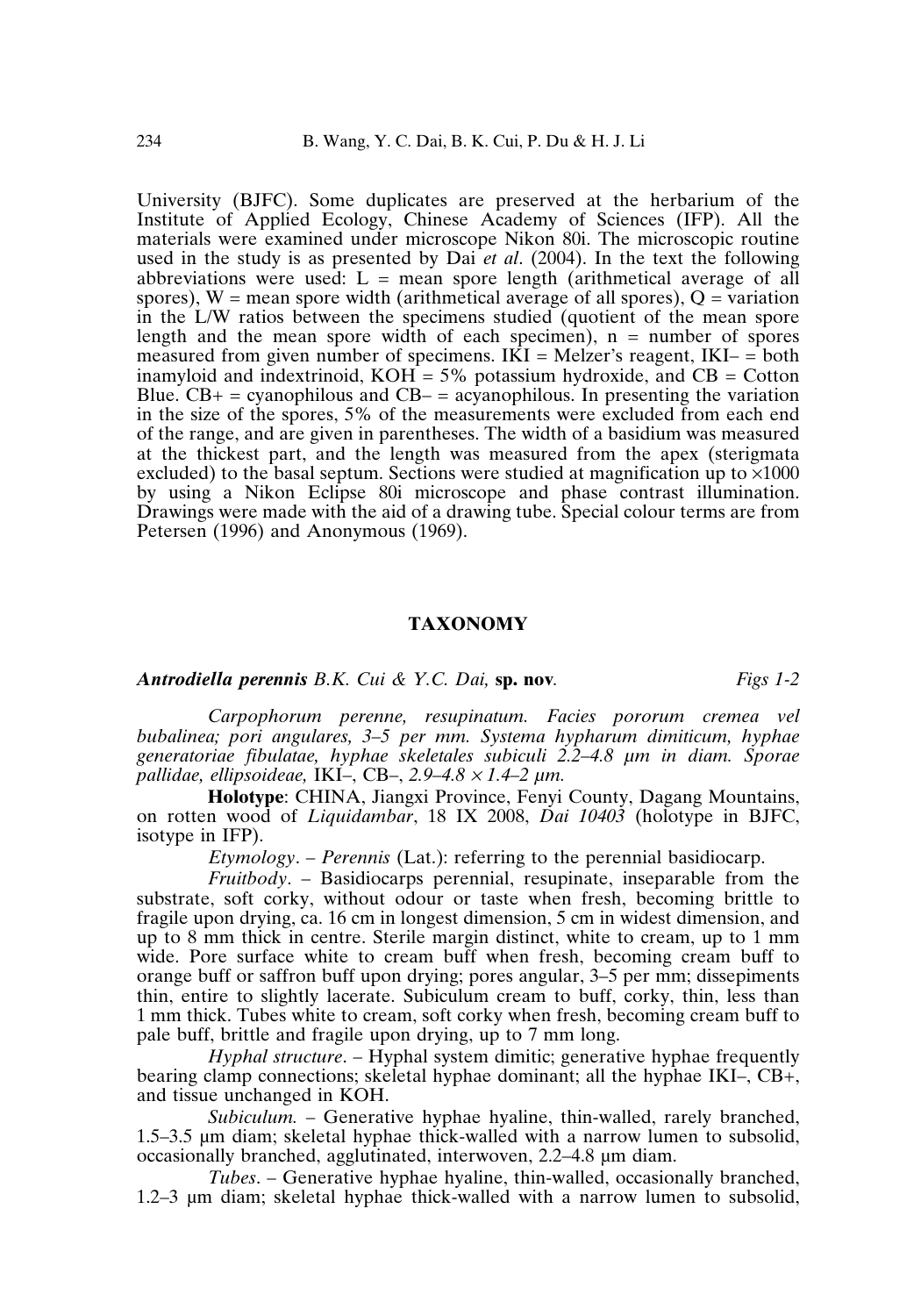University (BJFC). Some duplicates are preserved at the herbarium of the Institute of Applied Ecology, Chinese Academy of Sciences (IFP). All the materials were examined under microscope Nikon 80i. The microscopic routine used in the study is as presented by Dai *et al*. (2004). In the text the following abbreviations were used: L = mean spore length (arithmetical average of all spores), W = mean spore width (arithmetical average of all spores), Q = variation in the L/W ratios between the specimens studied (quotient of the mean spore length and the mean spore width of each specimen), n = number of spores measured from given number of specimens. IKI = Melzer's reagent, IKI– = both inamyloid and indextrinoid, KOH = 5% potassium hydroxide, and CB = Cotton Blue. CB+ = cyanophilous and CB– = acyanophilous. In presenting the variation in the size of the spores, 5% of the measurements were excluded from each end of the range, and are given in parentheses. The width of a basidium was measured at the thickest part, and the length was measured from the apex (sterigmata excluded) to the basal septum. Sections were studied at magnification up to ×1000 by using a Nikon Eclipse 80i microscope and phase contrast illumination. Drawings were made with the aid of a drawing tube. Special colour terms are from Petersen (1996) and Anonymous (1969).

## TAXONOMY

***Antrodiella perennis*** *B.K. Cui & Y.C. Dai,* **sp. nov**. *Figs 1-2*

*Carpophorum perenne, resupinatum. Facies pororum cremea vel bubalinea; pori angulares, 3–5 per mm. Systema hypharum dimiticum, hyphae generatoriae fibulatae, hyphae skeletales subiculi 2.2–4.8 µm in diam. Sporae pallidae, ellipsoideae,* IKI–, CB–, *2.9–4.8 × 1.4–2 µm.*

**Holotype**: CHINA, Jiangxi Province, Fenyi County, Dagang Mountains, on rotten wood of *Liquidambar*, 18 IX 2008, *Dai 10403* (holotype in BJFC, isotype in IFP).

*Etymology*. – *Perennis* (Lat.): referring to the perennial basidiocarp.

*Fruitbody*. – Basidiocarps perennial, resupinate, inseparable from the substrate, soft corky, without odour or taste when fresh, becoming brittle to fragile upon drying, ca. 16 cm in longest dimension, 5 cm in widest dimension, and up to 8 mm thick in centre. Sterile margin distinct, white to cream, up to 1 mm wide. Pore surface white to cream buff when fresh, becoming cream buff to orange buff or saffron buff upon drying; pores angular, 3–5 per mm; dissepiments thin, entire to slightly lacerate. Subiculum cream to buff, corky, thin, less than 1 mm thick. Tubes white to cream, soft corky when fresh, becoming cream buff to pale buff, brittle and fragile upon drying, up to 7 mm long.

*Hyphal structure*. – Hyphal system dimitic; generative hyphae frequently bearing clamp connections; skeletal hyphae dominant; all the hyphae IKI–, CB+, and tissue unchanged in KOH.

*Subiculum.* – Generative hyphae hyaline, thin-walled, rarely branched, 1.5–3.5 µm diam; skeletal hyphae thick-walled with a narrow lumen to subsolid, occasionally branched, agglutinated, interwoven, 2.2–4.8 µm diam.

*Tubes*. – Generative hyphae hyaline, thin-walled, occasionally branched, 1.2–3 µm diam; skeletal hyphae thick-walled with a narrow lumen to subsolid,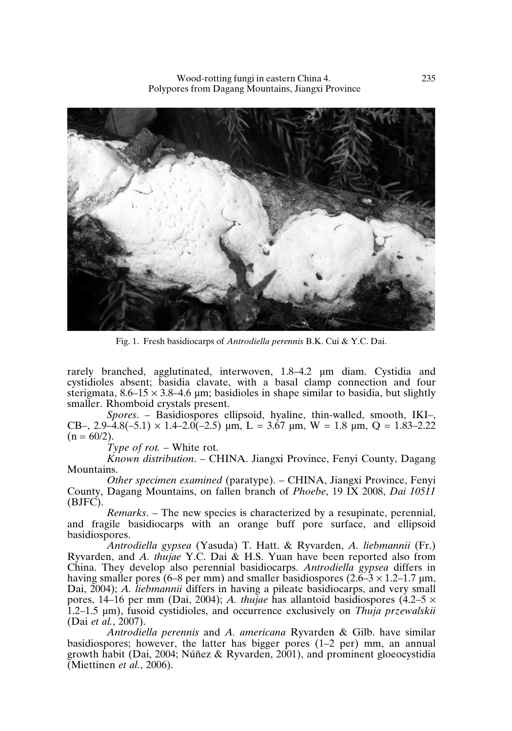Fig. 1. Fresh basidiocarps of *Antrodiella perennis* B.K. Cui & Y.C. Dai.

rarely branched, agglutinated, interwoven, 1.8–4.2 µm diam. Cystidia and cystidioles absent; basidia clavate, with a basal clamp connection and four sterigmata, 8.6–15 × 3.8–4.6 µm; basidioles in shape similar to basidia, but slightly smaller. Rhomboid crystals present.

*Spores*. – Basidiospores ellipsoid, hyaline, thin-walled, smooth, IKI–, CB–, 2.9–4.8(–5.1) × 1.4–2.0(–2.5) µm, L = 3.67 µm, W = 1.8 µm, Q = 1.83–2.22 (n = 60/2).

*Type of rot.* – White rot.

*Known distribution*. – CHINA. Jiangxi Province, Fenyi County, Dagang Mountains.

*Other specimen examined* (paratype). – CHINA, Jiangxi Province, Fenyi County, Dagang Mountains, on fallen branch of *Phoebe*, 19 IX 2008, *Dai 10511* (BJFC).

*Remarks*. – The new species is characterized by a resupinate, perennial, and fragile basidiocarps with an orange buff pore surface, and ellipsoid basidiospores.

*Antrodiella gypsea* (Yasuda) T. Hatt. & Ryvarden, *A. liebmannii* (Fr.) Ryvarden, and *A. thujae* Y.C. Dai & H.S. Yuan have been reported also from China. They develop also perennial basidiocarps. *Antrodiella gypsea* differs in having smaller pores (6–8 per mm) and smaller basidiospores (2.6–3 × 1.2–1.7 µm, Dai, 2004); *A. liebmannii* differs in having a pileate basidiocarps, and very small pores, 14–16 per mm (Dai, 2004); *A. thujae* has allantoid basidiospores (4.2–5 × 1.2–1.5 µm), fusoid cystidioles, and occurrence exclusively on *Thuja przewalskii* (Dai *et al.*, 2007).

*Antrodiella perennis* and *A. americana* Ryvarden & Gilb. have similar basidiospores; however, the latter has bigger pores (1–2 per) mm, an annual growth habit (Dai, 2004; Núñez & Ryvarden, 2001), and prominent gloeocystidia (Miettinen *et al.*, 2006).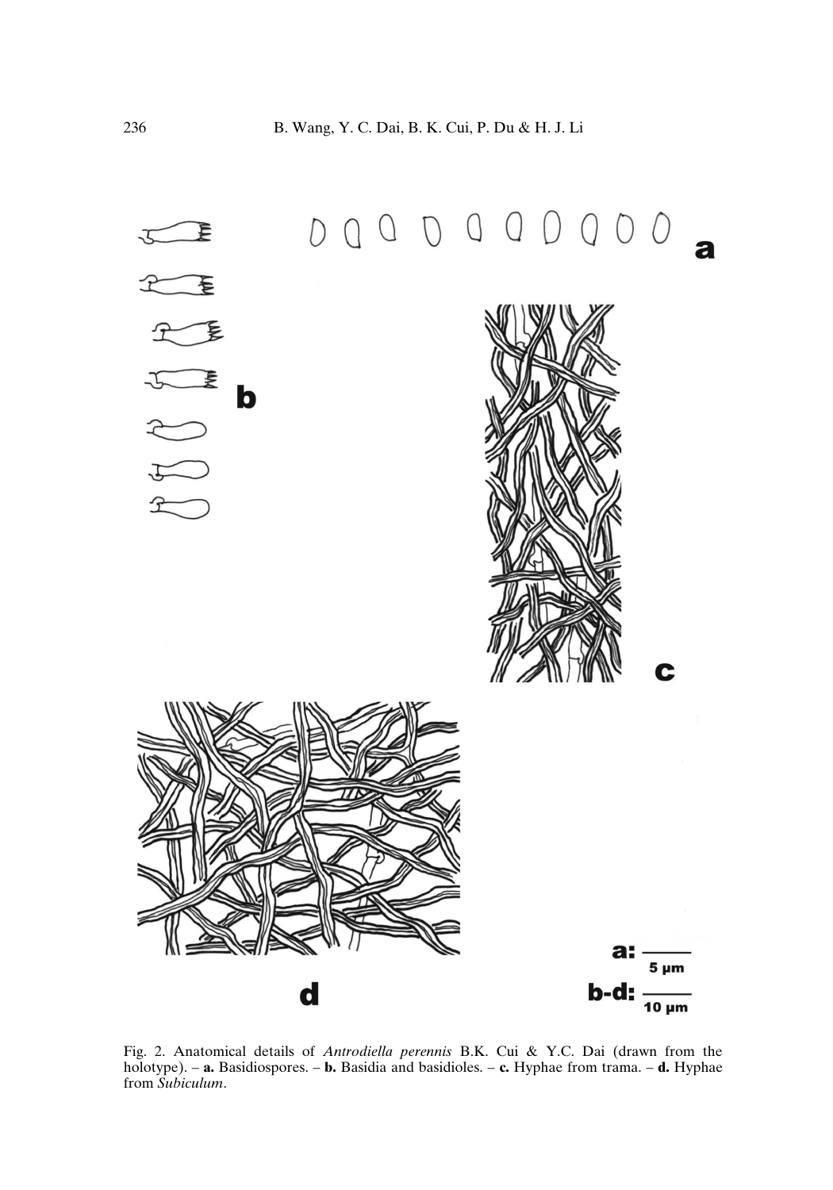a

b

c

d

a: 5 µm

b-d: 10 µm

Fig. 2. Anatomical details of *Antrodiella perennis* B.K. Cui & Y.C. Dai (drawn from the holotype). – **a.** Basidiospores. – **b.** Basidia and basidioles. – **c.** Hyphae from trama. – **d.** Hyphae from *Subiculum*.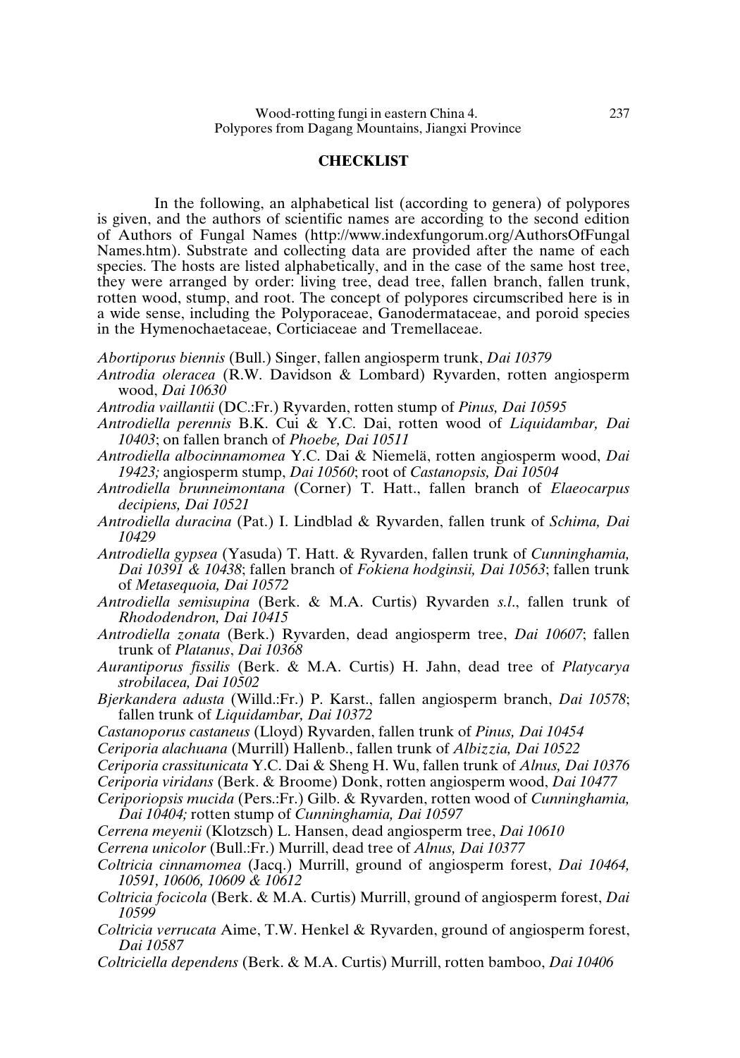## CHECKLIST

In the following, an alphabetical list (according to genera) of polypores is given, and the authors of scientific names are according to the second edition of Authors of Fungal Names (http://www.indexfungorum.org/AuthorsOfFungalNames.htm). Substrate and collecting data are provided after the name of each species. The hosts are listed alphabetically, and in the case of the same host tree, they were arranged by order: living tree, dead tree, fallen branch, fallen trunk, rotten wood, stump, and root. The concept of polypores circumscribed here is in a wide sense, including the Polyporaceae, Ganodermataceae, and poroid species in the Hymenochaetaceae, Corticiaceae and Tremellaceae.

*Abortiporus biennis* (Bull.) Singer, fallen angiosperm trunk, *Dai 10379*

*Antrodia oleracea* (R.W. Davidson & Lombard) Ryvarden, rotten angiosperm wood, *Dai 10630*

*Antrodia vaillantii* (DC.:Fr.) Ryvarden, rotten stump of *Pinus, Dai 10595*

*Antrodiella perennis* B.K. Cui & Y.C. Dai, rotten wood of *Liquidambar, Dai 10403*; on fallen branch of *Phoebe, Dai 10511*

*Antrodiella albocinnamomea* Y.C. Dai & Niemelä, rotten angiosperm wood, *Dai 19423;* angiosperm stump, *Dai 10560*; root of *Castanopsis, Dai 10504*

*Antrodiella brunneimontana* (Corner) T. Hatt., fallen branch of *Elaeocarpus decipiens, Dai 10521*

*Antrodiella duracina* (Pat.) I. Lindblad & Ryvarden, fallen trunk of *Schima, Dai 10429*

*Antrodiella gypsea* (Yasuda) T. Hatt. & Ryvarden, fallen trunk of *Cunninghamia, Dai 10391 & 10438*; fallen branch of *Fokiena hodginsii, Dai 10563*; fallen trunk of *Metasequoia, Dai 10572*

*Antrodiella semisupina* (Berk. & M.A. Curtis) Ryvarden *s.l.*, fallen trunk of *Rhododendron, Dai 10415*

*Antrodiella zonata* (Berk.) Ryvarden, dead angiosperm tree, *Dai 10607*; fallen trunk of *Platanus*, *Dai 10368*

*Aurantiporus fissilis* (Berk. & M.A. Curtis) H. Jahn, dead tree of *Platycarya strobilacea, Dai 10502*

*Bjerkandera adusta* (Willd.:Fr.) P. Karst., fallen angiosperm branch, *Dai 10578*; fallen trunk of *Liquidambar, Dai 10372*

*Castanoporus castaneus* (Lloyd) Ryvarden, fallen trunk of *Pinus, Dai 10454*

*Ceriporia alachuana* (Murrill) Hallenb., fallen trunk of *Albizzia, Dai 10522*

*Ceriporia crassitunicata* Y.C. Dai & Sheng H. Wu, fallen trunk of *Alnus, Dai 10376*

*Ceriporia viridans* (Berk. & Broome) Donk, rotten angiosperm wood, *Dai 10477*

*Ceriporiopsis mucida* (Pers.:Fr.) Gilb. & Ryvarden, rotten wood of *Cunninghamia, Dai 10404;* rotten stump of *Cunninghamia, Dai 10597*

*Cerrena meyenii* (Klotzsch) L. Hansen, dead angiosperm tree, *Dai 10610*

*Cerrena unicolor* (Bull.:Fr.) Murrill, dead tree of *Alnus, Dai 10377*

*Coltricia cinnamomea* (Jacq.) Murrill, ground of angiosperm forest, *Dai 10464, 10591, 10606, 10609 & 10612*

*Coltricia focicola* (Berk. & M.A. Curtis) Murrill, ground of angiosperm forest, *Dai 10599*

*Coltricia verrucata* Aime, T.W. Henkel & Ryvarden, ground of angiosperm forest, *Dai 10587*

*Coltriciella dependens* (Berk. & M.A. Curtis) Murrill, rotten bamboo, *Dai 10406*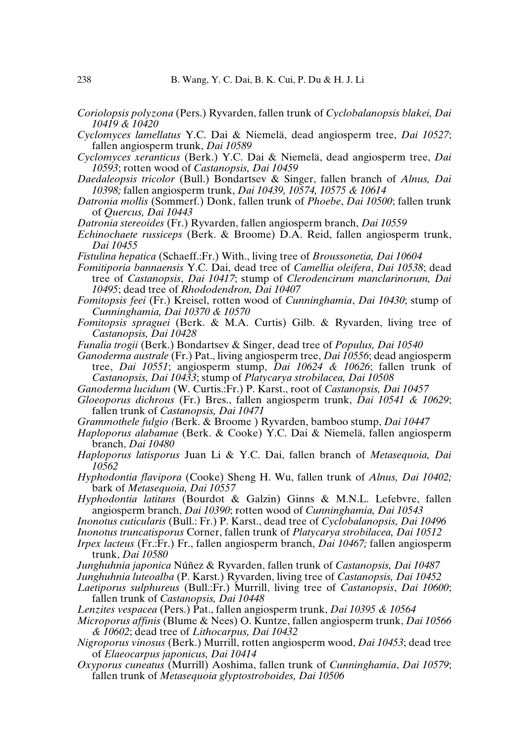*Coriolopsis polyzona* (Pers.) Ryvarden, fallen trunk of *Cyclobalanopsis blakei, Dai 10419 & 10420*

*Cyclomyces lamellatus* Y.C. Dai & Niemelä, dead angiosperm tree, *Dai 10527*; fallen angiosperm trunk, *Dai 10589*

*Cyclomyces xeranticus* (Berk.) Y.C. Dai & Niemelä, dead angiosperm tree, *Dai 10593*; rotten wood of *Castanopsis, Dai 10459*

*Daedaleopsis tricolor* (Bull.) Bondartsev & Singer, fallen branch of *Alnus, Dai 10398;* fallen angiosperm trunk, *Dai 10439, 10574, 10575 & 10614*

*Datronia mollis* (Sommerf.) Donk, fallen trunk of *Phoebe*, *Dai 10500*; fallen trunk of *Quercus, Dai 10443*

*Datronia stereoides* (Fr.) Ryvarden, fallen angiosperm branch, *Dai 10559*

*Echinochaete russiceps* (Berk. & Broome) D.A. Reid, fallen angiosperm trunk, *Dai 10455*

*Fistulina hepatica* (Schaeff.:Fr.) With., living tree of *Broussonetia, Dai 10604*

*Fomitiporia bannaensis* Y.C. Dai, dead tree of *Camellia oleifera*, *Dai 10538*; dead tree of *Castanopsis*, *Dai 10417*; stump of *Clerodencirum manclarinorum, Dai 10495*; dead tree of *Rhododendron, Dai 10407*

*Fomitopsis feei* (Fr.) Kreisel, rotten wood of *Cunninghamia*, *Dai 10430*; stump of *Cunninghamia, Dai 10370 & 10570*

*Fomitopsis spraguei* (Berk. & M.A. Curtis) Gilb. & Ryvarden, living tree of *Castanopsis, Dai 10428*

*Funalia trogii* (Berk.) Bondartsev & Singer, dead tree of *Populus, Dai 10540*

*Ganoderma australe* (Fr.) Pat., living angiosperm tree, *Dai 10556*; dead angiosperm tree, *Dai 10551*; angiosperm stump, *Dai 10624 & 10626*; fallen trunk of *Castanopsis, Dai 10433*; stump of *Platycarya strobilacea, Dai 10508*

*Ganoderma lucidum* (W. Curtis.:Fr.) P. Karst., root of *Castanopsis, Dai 10457*

*Gloeoporus dichrous* (Fr.) Bres., fallen angiosperm trunk, *Dai 10541 & 10629*; fallen trunk of *Castanopsis, Dai 10471*

*Grammothele fulgio (*Berk. & Broome ) Ryvarden, bamboo stump, *Dai 10447*

*Haploporus alabamae* (Berk. & Cooke) Y.C. Dai & Niemelä, fallen angiosperm branch, *Dai 10480*

*Haploporus latisporus* Juan Li & Y.C. Dai, fallen branch of *Metasequoia, Dai 10562*

*Hyphodontia flavipora* (Cooke) Sheng H. Wu, fallen trunk of *Alnus, Dai 10402;* bark of *Metasequoia, Dai 10557*

*Hyphodontia latitans* (Bourdot & Galzin) Ginns & M.N.L. Lefebvre, fallen angiosperm branch, *Dai 10390*; rotten wood of *Cunninghamia, Dai 10543*

*Inonotus cuticularis* (Bull.: Fr.) P. Karst., dead tree of *Cyclobalanopsis, Dai 10496*

*Inonotus truncatisporus* Corner, fallen trunk of *Platycarya strobilacea, Dai 10512*

*Irpex lacteus* (Fr.:Fr.) Fr., fallen angiosperm branch, *Dai 10467;* fallen angiosperm trunk, *Dai 10580*

*Junghuhnia japonica* Núñez & Ryvarden, fallen trunk of *Castanopsis, Dai 10487*

*Junghuhnia luteoalba* (P. Karst.) Ryvarden, living tree of *Castanopsis, Dai 10452*

*Laetiporus sulphureus* (Bull.:Fr.) Murrill, living tree of *Castanopsis*, *Dai 10600*; fallen trunk of *Castanopsis, Dai 10448*

*Lenzites vespacea* (Pers.) Pat., fallen angiosperm trunk, *Dai 10395 & 10564*

*Microporus affinis* (Blume & Nees) O. Kuntze, fallen angiosperm trunk, *Dai 10566 & 10602*; dead tree of *Lithocarpus, Dai 10432*

*Nigroporus vinosus* (Berk.) Murrill, rotten angiosperm wood, *Dai 10453*; dead tree of *Elaeocarpus japonicus, Dai 10414*

*Oxyporus cuneatus* (Murrill) Aoshima, fallen trunk of *Cunninghamia*, *Dai 10579*; fallen trunk of *Metasequoia glyptostroboides, Dai 10506*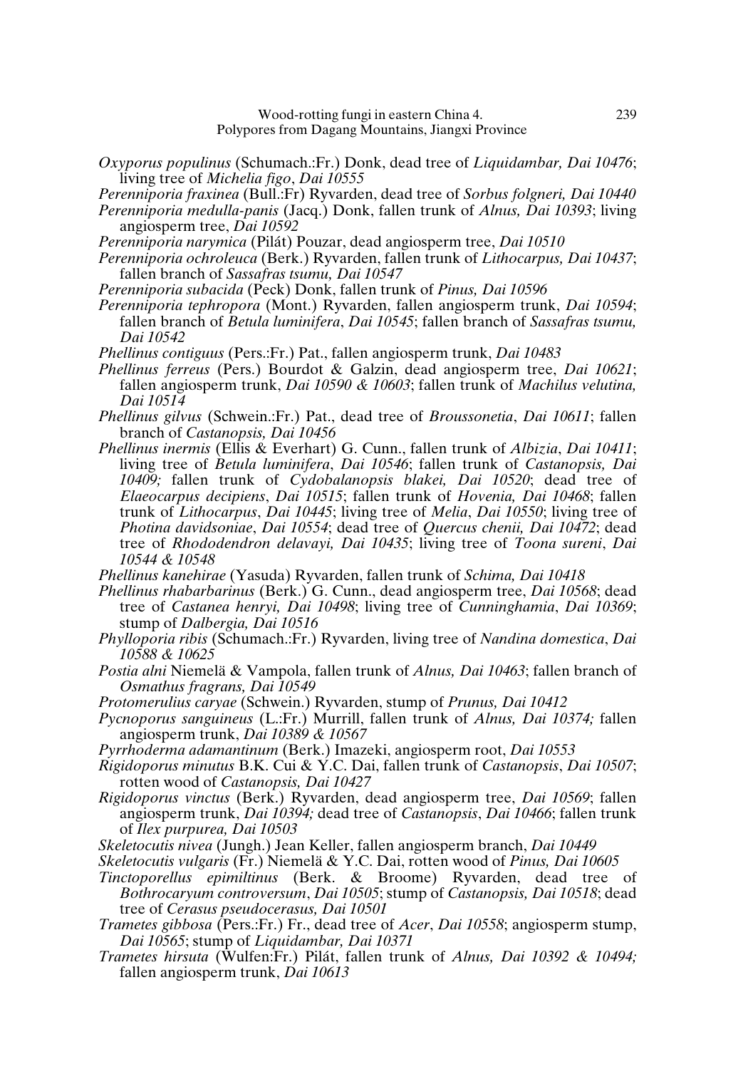*Oxyporus populinus* (Schumach.:Fr.) Donk, dead tree of *Liquidambar, Dai 10476*; living tree of *Michelia figo*, *Dai 10555*

*Perenniporia fraxinea* (Bull.:Fr) Ryvarden, dead tree of *Sorbus folgneri, Dai 10440*

*Perenniporia medulla-panis* (Jacq.) Donk, fallen trunk of *Alnus, Dai 10393*; living angiosperm tree, *Dai 10592*

*Perenniporia narymica* (Pilát) Pouzar, dead angiosperm tree, *Dai 10510*

*Perenniporia ochroleuca* (Berk.) Ryvarden, fallen trunk of *Lithocarpus, Dai 10437*; fallen branch of *Sassafras tsumu, Dai 10547*

*Perenniporia subacida* (Peck) Donk, fallen trunk of *Pinus, Dai 10596*

*Perenniporia tephropora* (Mont.) Ryvarden, fallen angiosperm trunk, *Dai 10594*; fallen branch of *Betula luminifera*, *Dai 10545*; fallen branch of *Sassafras tsumu, Dai 10542*

*Phellinus contiguus* (Pers.:Fr.) Pat., fallen angiosperm trunk, *Dai 10483*

*Phellinus ferreus* (Pers.) Bourdot & Galzin, dead angiosperm tree, *Dai 10621*; fallen angiosperm trunk, *Dai 10590 & 10603*; fallen trunk of *Machilus velutina, Dai 10514*

*Phellinus gilvus* (Schwein.:Fr.) Pat., dead tree of *Broussonetia*, *Dai 10611*; fallen branch of *Castanopsis, Dai 10456*

*Phellinus inermis* (Ellis & Everhart) G. Cunn., fallen trunk of *Albizia*, *Dai 10411*; living tree of *Betula luminifera*, *Dai 10546*; fallen trunk of *Castanopsis, Dai 10409;* fallen trunk of *Cydobalanopsis blakei, Dai 10520*; dead tree of *Elaeocarpus decipiens*, *Dai 10515*; fallen trunk of *Hovenia, Dai 10468*; fallen trunk of *Lithocarpus*, *Dai 10445*; living tree of *Melia*, *Dai 10550*; living tree of *Photina davidsoniae*, *Dai 10554*; dead tree of *Quercus chenii, Dai 10472*; dead tree of *Rhododendron delavayi, Dai 10435*; living tree of *Toona sureni*, *Dai 10544 & 10548*

*Phellinus kanehirae* (Yasuda) Ryvarden, fallen trunk of *Schima, Dai 10418*

*Phellinus rhabarbarinus* (Berk.) G. Cunn., dead angiosperm tree, *Dai 10568*; dead tree of *Castanea henryi, Dai 10498*; living tree of *Cunninghamia*, *Dai 10369*; stump of *Dalbergia, Dai 10516*

*Phylloporia ribis* (Schumach.:Fr.) Ryvarden, living tree of *Nandina domestica*, *Dai 10588 & 10625*

*Postia alni* Niemelä & Vampola, fallen trunk of *Alnus, Dai 10463*; fallen branch of *Osmathus fragrans, Dai 10549*

*Protomerulius caryae* (Schwein.) Ryvarden, stump of *Prunus, Dai 10412*

*Pycnoporus sanguineus* (L.:Fr.) Murrill, fallen trunk of *Alnus, Dai 10374;* fallen angiosperm trunk, *Dai 10389 & 10567*

*Pyrrhoderma adamantinum* (Berk.) Imazeki, angiosperm root, *Dai 10553*

*Rigidoporus minutus* B.K. Cui & Y.C. Dai, fallen trunk of *Castanopsis*, *Dai 10507*; rotten wood of *Castanopsis, Dai 10427*

*Rigidoporus vinctus* (Berk.) Ryvarden, dead angiosperm tree, *Dai 10569*; fallen angiosperm trunk, *Dai 10394;* dead tree of *Castanopsis*, *Dai 10466*; fallen trunk of *Ilex purpurea, Dai 10503*

*Skeletocutis nivea* (Jungh.) Jean Keller, fallen angiosperm branch, *Dai 10449*

*Skeletocutis vulgaris* (Fr.) Niemelä & Y.C. Dai, rotten wood of *Pinus, Dai 10605*

*Tinctoporellus epimiltinus* (Berk. & Broome) Ryvarden, dead tree of *Bothrocaryum controversum*, *Dai 10505*; stump of *Castanopsis, Dai 10518*; dead tree of *Cerasus pseudocerasus, Dai 10501*

*Trametes gibbosa* (Pers.:Fr.) Fr., dead tree of *Acer*, *Dai 10558*; angiosperm stump, *Dai 10565*; stump of *Liquidambar, Dai 10371*

*Trametes hirsuta* (Wulfen:Fr.) Pilát, fallen trunk of *Alnus, Dai 10392 & 10494;* fallen angiosperm trunk, *Dai 10613*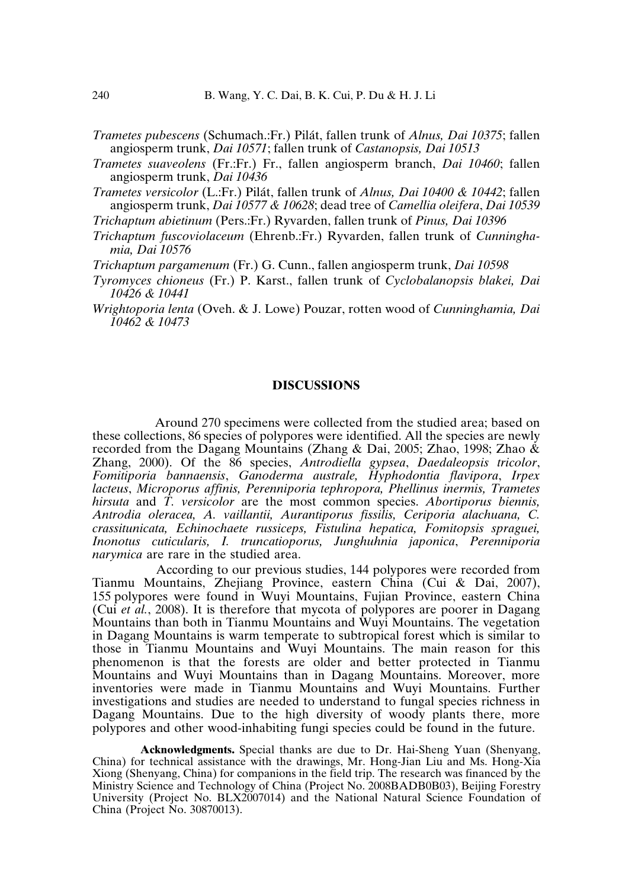*Trametes pubescens* (Schumach.:Fr.) Pilát, fallen trunk of *Alnus, Dai 10375*; fallen angiosperm trunk, *Dai 10571*; fallen trunk of *Castanopsis, Dai 10513*

*Trametes suaveolens* (Fr.:Fr.) Fr., fallen angiosperm branch, *Dai 10460*; fallen angiosperm trunk, *Dai 10436*

*Trametes versicolor* (L.:Fr.) Pilát, fallen trunk of *Alnus, Dai 10400 & 10442*; fallen angiosperm trunk, *Dai 10577 & 10628*; dead tree of *Camellia oleifera*, *Dai 10539*

*Trichaptum abietinum* (Pers.:Fr.) Ryvarden, fallen trunk of *Pinus, Dai 10396*

*Trichaptum fuscoviolaceum* (Ehrenb.:Fr.) Ryvarden, fallen trunk of *Cunninghamia, Dai 10576*

*Trichaptum pargamenum* (Fr.) G. Cunn., fallen angiosperm trunk, *Dai 10598*

*Tyromyces chioneus* (Fr.) P. Karst., fallen trunk of *Cyclobalanopsis blakei, Dai 10426 & 10441*

*Wrightoporia lenta* (Oveh. & J. Lowe) Pouzar, rotten wood of *Cunninghamia, Dai 10462 & 10473*

## DISCUSSIONS

Around 270 specimens were collected from the studied area; based on these collections, 86 species of polypores were identified. All the species are newly recorded from the Dagang Mountains (Zhang & Dai, 2005; Zhao, 1998; Zhao & Zhang, 2000). Of the 86 species, *Antrodiella gypsea*, *Daedaleopsis tricolor*, *Fomitiporia bannaensis*, *Ganoderma australe, Hyphodontia flavipora*, *Irpex lacteus*, *Microporus affinis, Perenniporia tephropora, Phellinus inermis, Trametes hirsuta* and *T. versicolor* are the most common species. *Abortiporus biennis, Antrodia oleracea, A. vaillantii, Aurantiporus fissilis, Ceriporia alachuana, C. crassitunicata, Echinochaete russiceps, Fistulina hepatica, Fomitopsis spraguei, Inonotus cuticularis, I. truncatioporus, Junghuhnia japonica*, *Perenniporia narymica* are rare in the studied area.

According to our previous studies, 144 polypores were recorded from Tianmu Mountains, Zhejiang Province, eastern China (Cui & Dai, 2007), 155 polypores were found in Wuyi Mountains, Fujian Province, eastern China (Cui *et al.*, 2008). It is therefore that mycota of polypores are poorer in Dagang Mountains than both in Tianmu Mountains and Wuyi Mountains. The vegetation in Dagang Mountains is warm temperate to subtropical forest which is similar to those in Tianmu Mountains and Wuyi Mountains. The main reason for this phenomenon is that the forests are older and better protected in Tianmu Mountains and Wuyi Mountains than in Dagang Mountains. Moreover, more inventories were made in Tianmu Mountains and Wuyi Mountains. Further investigations and studies are needed to understand to fungal species richness in Dagang Mountains. Due to the high diversity of woody plants there, more polypores and other wood-inhabiting fungi species could be found in the future.

**Acknowledgments.** Special thanks are due to Dr. Hai-Sheng Yuan (Shenyang, China) for technical assistance with the drawings, Mr. Hong-Jian Liu and Ms. Hong-Xia Xiong (Shenyang, China) for companions in the field trip. The research was financed by the Ministry Science and Technology of China (Project No. 2008BADB0B03), Beijing Forestry University (Project No. BLX2007014) and the National Natural Science Foundation of China (Project No. 30870013).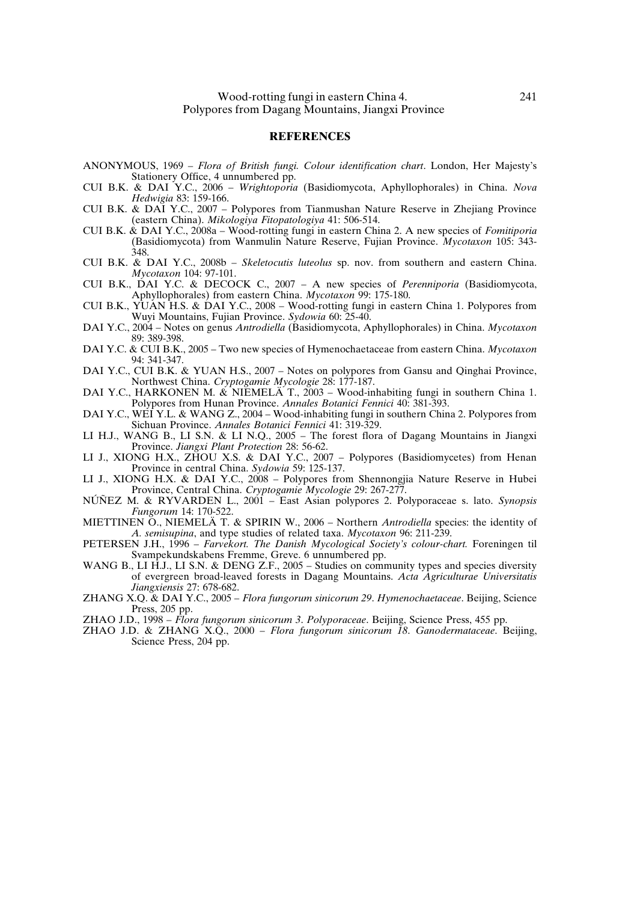## REFERENCES

ANONYMOUS, 1969 – *Flora of British fungi. Colour identification chart*. London, Her Majesty's Stationery Office, 4 unnumbered pp.

CUI B.K. & DAI Y.C., 2006 – *Wrightoporia* (Basidiomycota, Aphyllophorales) in China. *Nova Hedwigia* 83: 159-166.

CUI B.K. & DAI Y.C., 2007 – Polypores from Tianmushan Nature Reserve in Zhejiang Province (eastern China). *Mikologiya Fitopatologiya* 41: 506-514.

CUI B.K. & DAI Y.C., 2008a – Wood-rotting fungi in eastern China 2. A new species of *Fomitiporia* (Basidiomycota) from Wanmulin Nature Reserve, Fujian Province. *Mycotaxon* 105: 343-348.

CUI B.K. & DAI Y.C., 2008b – *Skeletocutis luteolus* sp. nov. from southern and eastern China. *Mycotaxon* 104: 97-101.

CUI B.K., DAI Y.C. & DECOCK C., 2007 – A new species of *Perenniporia* (Basidiomycota, Aphyllophorales) from eastern China. *Mycotaxon* 99: 175-180.

CUI B.K., YUAN H.S. & DAI Y.C., 2008 – Wood-rotting fungi in eastern China 1. Polypores from Wuyi Mountains, Fujian Province. *Sydowia* 60: 25-40.

DAI Y.C., 2004 – Notes on genus *Antrodiella* (Basidiomycota, Aphyllophorales) in China. *Mycotaxon* 89: 389-398.

DAI Y.C. & CUI B.K., 2005 – Two new species of Hymenochaetaceae from eastern China. *Mycotaxon* 94: 341-347.

DAI Y.C., CUI B.K. & YUAN H.S., 2007 – Notes on polypores from Gansu and Qinghai Province, Northwest China. *Cryptogamie Mycologie* 28: 177-187.

DAI Y.C., HARKONEN M. & NIEMELÄ T., 2003 – Wood-inhabiting fungi in southern China 1. Polypores from Hunan Province. *Annales Botanici Fennici* 40: 381-393.

DAI Y.C., WEI Y.L. & WANG Z., 2004 – Wood-inhabiting fungi in southern China 2. Polypores from Sichuan Province. *Annales Botanici Fennici* 41: 319-329.

LI H.J., WANG B., LI S.N. & LI N.Q., 2005 – The forest flora of Dagang Mountains in Jiangxi Province. *Jiangxi Plant Protection* 28: 56-62.

LI J., XIONG H.X., ZHOU X.S. & DAI Y.C., 2007 – Polypores (Basidiomycetes) from Henan Province in central China. *Sydowia* 59: 125-137.

LI J., XIONG H.X. & DAI Y.C., 2008 – Polypores from Shennongjia Nature Reserve in Hubei Province, Central China. *Cryptogamie Mycologie* 29: 267-277.

NÚÑEZ M. & RYVARDEN L., 2001 – East Asian polypores 2. Polyporaceae s. lato. *Synopsis Fungorum* 14: 170-522.

MIETTINEN O., NIEMELÄ T. & SPIRIN W., 2006 – Northern *Antrodiella* species: the identity of *A. semisupina*, and type studies of related taxa. *Mycotaxon* 96: 211-239.

PETERSEN J.H., 1996 – *Farvekort. The Danish Mycological Society's colour-chart.* Foreningen til Svampekundskabens Fremme, Greve. 6 unnumbered pp.

WANG B., LI H.J., LI S.N. & DENG Z.F., 2005 – Studies on community types and species diversity of evergreen broad-leaved forests in Dagang Mountains. *Acta Agriculturae Universitatis Jiangxiensis* 27: 678-682.

ZHANG X.Q. & DAI Y.C., 2005 – *Flora fungorum sinicorum 29*. *Hymenochaetaceae*. Beijing, Science Press, 205 pp.

ZHAO J.D., 1998 – *Flora fungorum sinicorum 3*. *Polyporaceae*. Beijing, Science Press, 455 pp.

ZHAO J.D. & ZHANG X.Q., 2000 – *Flora fungorum sinicorum 18*. *Ganodermataceae*. Beijing, Science Press, 204 pp.